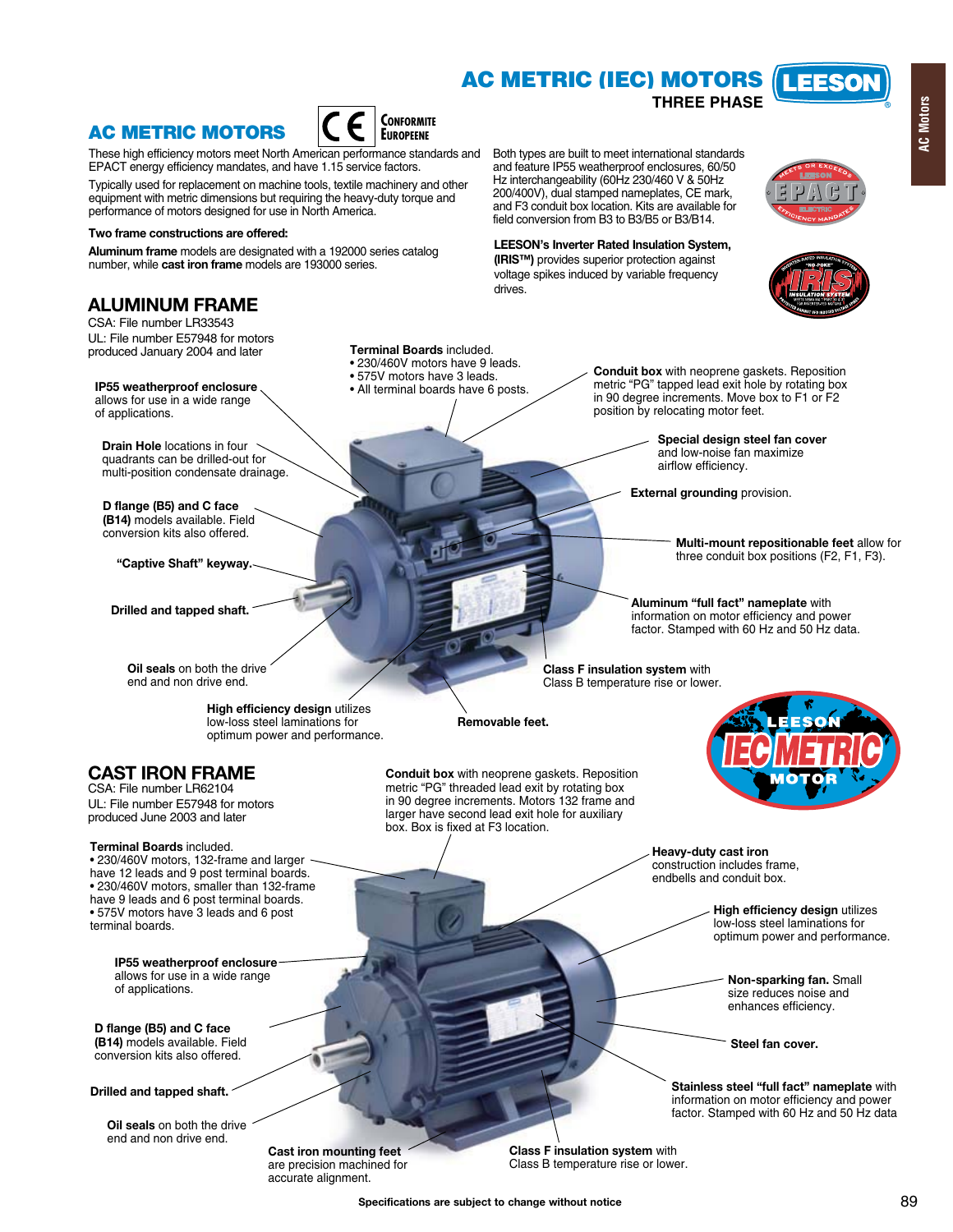# AC METRIC (IEC) MOTORS

**THREE PHASE**

## AC METRIC MOTORS

CE Conformite Europeene

These high efficiency motors meet North American performance standards and EPACT energy efficiency mandates, and have 1.15 service factors.

Typically used for replacement on machine tools, textile machinery and other equipment with metric dimensions but requiring the heavy-duty torque and performance of motors designed for use in North America.

**Two frame constructions are offered:**

**Aluminum frame** models are designated with a 192000 series catalog number, while **cast iron frame** models are 193000 series.

Both types are built to meet international standards and feature IP55 weatherproof enclosures, 60/50 Hz interchangeability (60Hz 230/460 V & 50Hz 200/400V), dual stamped nameplates, CE mark, and F3 conduit box location. Kits are available for field conversion from B3 to B3/B5 or B3/B14.

**LEESON's Inverter Rated Insulation System, (IRIS™)** provides superior protection against voltage spikes induced by variable frequency drives.

## ALUMINUM FRAME

CSA: File number LR33543

UL: File number E57948 for motors produced January 2004 and later

**Terminal Boards** included.
- 230/460V motors have 9 leads.
- 575V motors have 3 leads.
- All terminal boards have 6 posts.

**IP55 weatherproof enclosure** allows for use in a wide range of applications.

**Conduit box** with neoprene gaskets. Reposition metric "PG" tapped lead exit hole by rotating box in 90 degree increments. Move box to F1 or F2 position by relocating motor feet.

**Drain Hole** locations in four quadrants can be drilled-out for multi-position condensate drainage.

**Special design steel fan cover** and low-noise fan maximize airflow efficiency.

**D flange (B5) and C face (B14)** models available. Field conversion kits also offered.

**External grounding** provision.

**"Captive Shaft" keyway.**

**Multi-mount repositionable feet** allow for three conduit box positions (F2, F1, F3).

**Drilled and tapped shaft.**

**Aluminum "full fact" nameplate** with information on motor efficiency and power factor. Stamped with 60 Hz and 50 Hz data.

**Oil seals** on both the drive end and non drive end.

**Class F insulation system** with Class B temperature rise or lower.

**High efficiency design** utilizes low-loss steel laminations for optimum power and performance.

**Removable feet.**

## CAST IRON FRAME

CSA: File number LR62104

UL: File number E57948 for motors produced June 2003 and later

**Conduit box** with neoprene gaskets. Reposition metric "PG" threaded lead exit by rotating box in 90 degree increments. Motors 132 frame and larger have second lead exit hole for auxiliary box. Box is fixed at F3 location.

**Terminal Boards** included.
- 230/460V motors, 132-frame and larger have 12 leads and 9 post terminal boards.
- 230/460V motors, smaller than 132-frame have 9 leads and 6 post terminal boards.
- 575V motors have 3 leads and 6 post terminal boards.

**Heavy-duty cast iron** construction includes frame, endbells and conduit box.

**High efficiency design** utilizes low-loss steel laminations for optimum power and performance.

**IP55 weatherproof enclosure** allows for use in a wide range of applications.

**Non-sparking fan.** Small size reduces noise and enhances efficiency.

**D flange (B5) and C face (B14)** models available. Field conversion kits also offered.

**Steel fan cover.**

**Drilled and tapped shaft.**

**Stainless steel "full fact" nameplate** with information on motor efficiency and power factor. Stamped with 60 Hz and 50 Hz data

**Oil seals** on both the drive end and non drive end.

**Cast iron mounting feet** are precision machined for accurate alignment.

**Class F insulation system** with Class B temperature rise or lower.

**Specifications are subject to change without notice**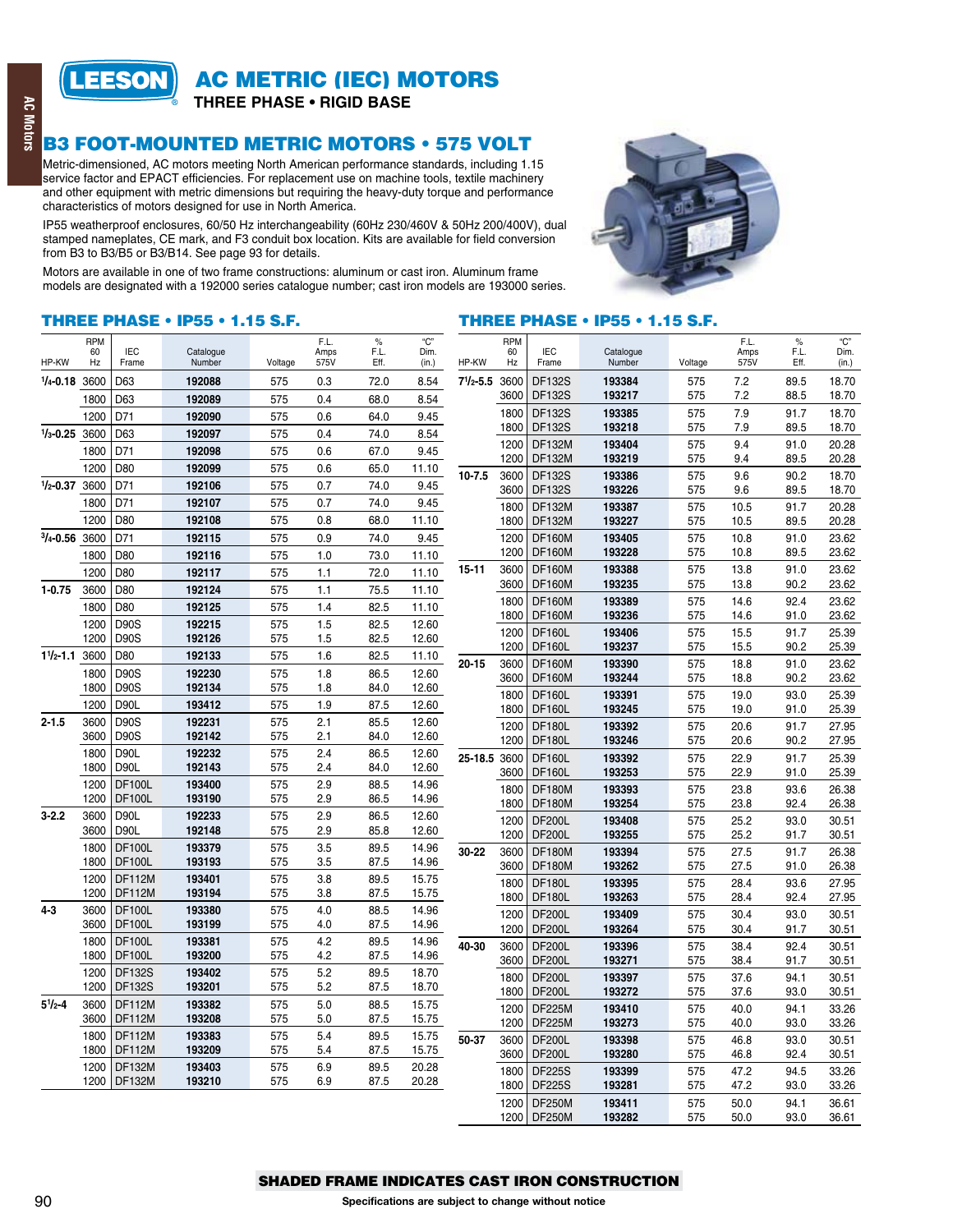# AC METRIC (IEC) MOTORS

THREE PHASE • RIGID BASE

## B3 FOOT-MOUNTED METRIC MOTORS • 575 VOLT

Metric-dimensioned, AC motors meeting North American performance standards, including 1.15 service factor and EPACT efficiencies. For replacement use on machine tools, textile machinery and other equipment with metric dimensions but requiring the heavy-duty torque and performance characteristics of motors designed for use in North America.

IP55 weatherproof enclosures, 60/50 Hz interchangeability (60Hz 230/460V & 50Hz 200/400V), dual stamped nameplates, CE mark, and F3 conduit box location. Kits are available for field conversion from B3 to B3/B5 or B3/B14. See page 93 for details.

Motors are available in one of two frame constructions: aluminum or cast iron. Aluminum frame models are designated with a 192000 series catalogue number; cast iron models are 193000 series.

### THREE PHASE • IP55 • 1.15 S.F.

| HP-KW | RPM 60 Hz | IEC Frame | Catalogue Number | Voltage | F.L. Amps 575V | % F.L. Eff. | "C" Dim. (in.) |
|---|---|---|---|---|---|---|---|
| 1/4-0.18 | 3600 | D63 | **192088** | 575 | 0.3 | 72.0 | 8.54 |
| | 1800 | D63 | **192089** | 575 | 0.4 | 68.0 | 8.54 |
| | 1200 | D71 | **192090** | 575 | 0.6 | 64.0 | 9.45 |
| 1/3-0.25 | 3600 | D63 | **192097** | 575 | 0.4 | 74.0 | 8.54 |
| | 1800 | D71 | **192098** | 575 | 0.6 | 67.0 | 9.45 |
| | 1200 | D80 | **192099** | 575 | 0.6 | 65.0 | 11.10 |
| 1/2-0.37 | 3600 | D71 | **192106** | 575 | 0.7 | 74.0 | 9.45 |
| | 1800 | D71 | **192107** | 575 | 0.7 | 74.0 | 9.45 |
| | 1200 | D80 | **192108** | 575 | 0.8 | 68.0 | 11.10 |
| 3/4-0.56 | 3600 | D71 | **192115** | 575 | 0.9 | 74.0 | 9.45 |
| | 1800 | D80 | **192116** | 575 | 1.0 | 73.0 | 11.10 |
| | 1200 | D80 | **192117** | 575 | 1.1 | 72.0 | 11.10 |
| 1-0.75 | 3600 | D80 | **192124** | 575 | 1.1 | 75.5 | 11.10 |
| | 1800 | D80 | **192125** | 575 | 1.4 | 82.5 | 11.10 |
| | 1200 | D90S | **192215** | 575 | 1.5 | 82.5 | 12.60 |
| | 1200 | D90S | **192126** | 575 | 1.5 | 82.5 | 12.60 |
| 1 1/2-1.1 | 3600 | D80 | **192133** | 575 | 1.6 | 82.5 | 11.10 |
| | 1800 | D90S | **192230** | 575 | 1.8 | 86.5 | 12.60 |
| | 1800 | D90S | **192134** | 575 | 1.8 | 84.0 | 12.60 |
| | 1200 | D90L | **193412** | 575 | 1.9 | 87.5 | 12.60 |
| 2-1.5 | 3600 | D90S | **192231** | 575 | 2.1 | 85.5 | 12.60 |
| | 3600 | D90S | **192142** | 575 | 2.1 | 84.0 | 12.60 |
| | 1800 | D90L | **192232** | 575 | 2.4 | 86.5 | 12.60 |
| | 1800 | D90L | **192143** | 575 | 2.4 | 84.0 | 12.60 |
| | 1200 | DF100L | **193400** | 575 | 2.9 | 88.5 | 14.96 |
| | 1200 | DF100L | **193190** | 575 | 2.9 | 86.5 | 14.96 |
| 3-2.2 | 3600 | D90L | **192233** | 575 | 2.9 | 86.5 | 12.60 |
| | 3600 | D90L | **192148** | 575 | 2.9 | 85.8 | 12.60 |
| | 1800 | DF100L | **193379** | 575 | 3.5 | 89.5 | 14.96 |
| | 1800 | DF100L | **193193** | 575 | 3.5 | 87.5 | 14.96 |
| | 1200 | DF112M | **193401** | 575 | 3.8 | 89.5 | 15.75 |
| | 1200 | DF112M | **193194** | 575 | 3.8 | 87.5 | 15.75 |
| 4-3 | 3600 | DF100L | **193380** | 575 | 4.0 | 88.5 | 14.96 |
| | 3600 | DF100L | **193199** | 575 | 4.0 | 87.5 | 14.96 |
| | 1800 | DF100L | **193381** | 575 | 4.2 | 89.5 | 14.96 |
| | 1800 | DF100L | **193200** | 575 | 4.2 | 87.5 | 14.96 |
| | 1200 | DF132S | **193402** | 575 | 5.2 | 89.5 | 18.70 |
| | 1200 | DF132S | **193201** | 575 | 5.2 | 87.5 | 18.70 |
| 5 1/2-4 | 3600 | DF112M | **193382** | 575 | 5.0 | 88.5 | 15.75 |
| | 3600 | DF112M | **193208** | 575 | 5.0 | 87.5 | 15.75 |
| | 1800 | DF112M | **193383** | 575 | 5.4 | 89.5 | 15.75 |
| | 1800 | DF112M | **193209** | 575 | 5.4 | 87.5 | 15.75 |
| | 1200 | DF132M | **193403** | 575 | 6.9 | 89.5 | 20.28 |
| | 1200 | DF132M | **193210** | 575 | 6.9 | 87.5 | 20.28 |

### THREE PHASE • IP55 • 1.15 S.F.

| HP-KW | RPM 60 Hz | IEC Frame | Catalogue Number | Voltage | F.L. Amps 575V | % F.L. Eff. | "C" Dim. (in.) |
|---|---|---|---|---|---|---|---|
| 7 1/2-5.5 | 3600 | DF132S | **193384** | 575 | 7.2 | 89.5 | 18.70 |
| | 3600 | DF132S | **193217** | 575 | 7.2 | 88.5 | 18.70 |
| | 1800 | DF132S | **193385** | 575 | 7.9 | 91.7 | 18.70 |
| | 1800 | DF132S | **193218** | 575 | 7.9 | 89.5 | 18.70 |
| | 1200 | DF132M | **193404** | 575 | 9.4 | 91.0 | 20.28 |
| | 1200 | DF132M | **193219** | 575 | 9.4 | 89.5 | 20.28 |
| 10-7.5 | 3600 | DF132S | **193386** | 575 | 9.6 | 90.2 | 18.70 |
| | 3600 | DF132S | **193226** | 575 | 9.6 | 89.5 | 18.70 |
| | 1800 | DF132M | **193387** | 575 | 10.5 | 91.7 | 20.28 |
| | 1800 | DF132M | **193227** | 575 | 10.5 | 89.5 | 20.28 |
| | 1200 | DF160M | **193405** | 575 | 10.8 | 91.0 | 23.62 |
| | 1200 | DF160M | **193228** | 575 | 10.8 | 89.5 | 23.62 |
| 15-11 | 3600 | DF160M | **193388** | 575 | 13.8 | 91.0 | 23.62 |
| | 3600 | DF160M | **193235** | 575 | 13.8 | 90.2 | 23.62 |
| | 1800 | DF160M | **193389** | 575 | 14.6 | 92.4 | 23.62 |
| | 1800 | DF160M | **193236** | 575 | 14.6 | 91.0 | 23.62 |
| | 1200 | DF160L | **193406** | 575 | 15.5 | 91.7 | 25.39 |
| | 1200 | DF160L | **193237** | 575 | 15.5 | 90.2 | 25.39 |
| 20-15 | 3600 | DF160M | **193390** | 575 | 18.8 | 91.0 | 23.62 |
| | 3600 | DF160M | **193244** | 575 | 18.8 | 90.2 | 23.62 |
| | 1800 | DF160L | **193391** | 575 | 19.0 | 93.0 | 25.39 |
| | 1800 | DF160L | **193245** | 575 | 19.0 | 91.0 | 25.39 |
| | 1200 | DF180L | **193392** | 575 | 20.6 | 91.7 | 27.95 |
| | 1200 | DF180L | **193246** | 575 | 20.6 | 90.2 | 27.95 |
| 25-18.5 | 3600 | DF160L | **193392** | 575 | 22.9 | 91.7 | 25.39 |
| | 3600 | DF160L | **193253** | 575 | 22.9 | 91.0 | 25.39 |
| | 1800 | DF180M | **193393** | 575 | 23.8 | 93.6 | 26.38 |
| | 1800 | DF180M | **193254** | 575 | 23.8 | 92.4 | 26.38 |
| | 1200 | DF200L | **193408** | 575 | 25.2 | 93.0 | 30.51 |
| | 1200 | DF200L | **193255** | 575 | 25.2 | 91.7 | 30.51 |
| 30-22 | 3600 | DF180M | **193394** | 575 | 27.5 | 91.7 | 26.38 |
| | 3600 | DF180M | **193262** | 575 | 27.5 | 91.0 | 26.38 |
| | 1800 | DF180L | **193395** | 575 | 28.4 | 93.6 | 27.95 |
| | 1800 | DF180L | **193263** | 575 | 28.4 | 92.4 | 27.95 |
| | 1200 | DF200L | **193409** | 575 | 30.4 | 93.0 | 30.51 |
| | 1200 | DF200L | **193264** | 575 | 30.4 | 91.7 | 30.51 |
| 40-30 | 3600 | DF200L | **193396** | 575 | 38.4 | 92.4 | 30.51 |
| | 3600 | DF200L | **193271** | 575 | 38.4 | 91.7 | 30.51 |
| | 1800 | DF200L | **193397** | 575 | 37.6 | 94.1 | 30.51 |
| | 1800 | DF200L | **193272** | 575 | 37.6 | 93.0 | 30.51 |
| | 1200 | DF225M | **193410** | 575 | 40.0 | 94.1 | 33.26 |
| | 1200 | DF225M | **193273** | 575 | 40.0 | 93.0 | 33.26 |
| 50-37 | 3600 | DF200L | **193398** | 575 | 46.8 | 93.0 | 30.51 |
| | 3600 | DF200L | **193280** | 575 | 46.8 | 92.4 | 30.51 |
| | 1800 | DF225S | **193399** | 575 | 47.2 | 94.5 | 33.26 |
| | 1800 | DF225S | **193281** | 575 | 47.2 | 93.0 | 33.26 |
| | 1200 | DF250M | **193411** | 575 | 50.0 | 94.1 | 36.61 |
| | 1200 | DF250M | **193282** | 575 | 50.0 | 93.0 | 36.61 |

**SHADED FRAME INDICATES CAST IRON CONSTRUCTION**

Specifications are subject to change without notice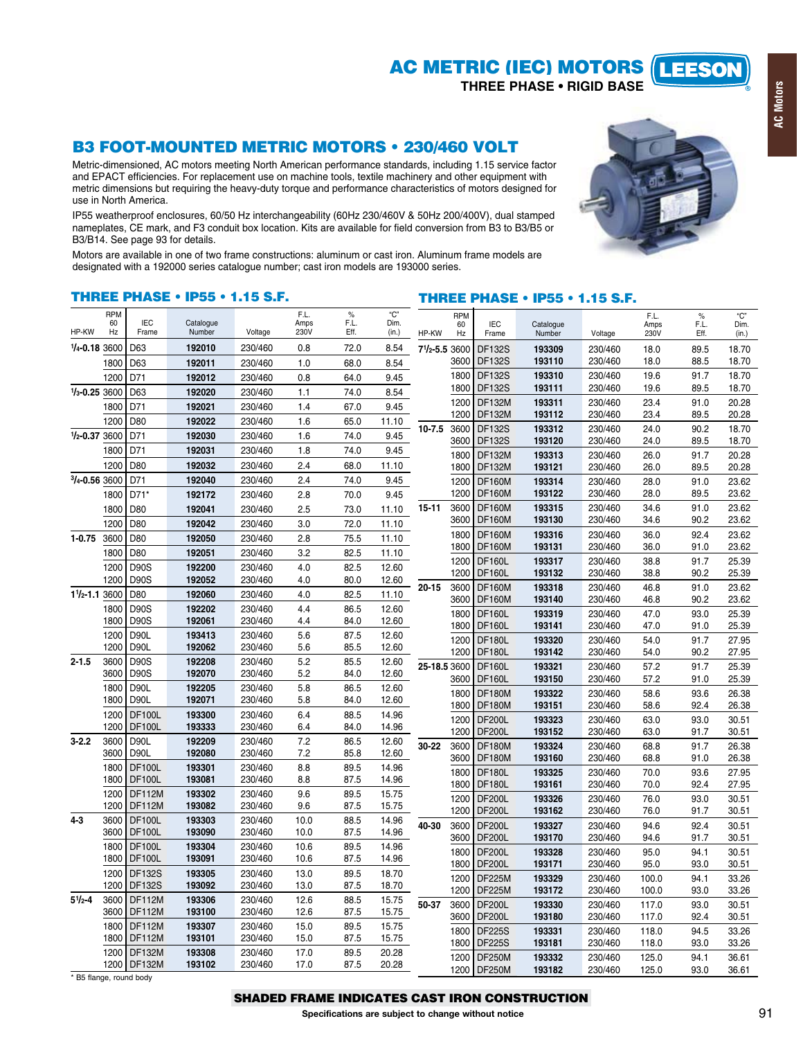# AC METRIC (IEC) MOTORS

THREE PHASE • RIGID BASE

## B3 FOOT-MOUNTED METRIC MOTORS • 230/460 VOLT

Metric-dimensioned, AC motors meeting North American performance standards, including 1.15 service factor and EPACT efficiencies. For replacement use on machine tools, textile machinery and other equipment with metric dimensions but requiring the heavy-duty torque and performance characteristics of motors designed for use in North America.

IP55 weatherproof enclosures, 60/50 Hz interchangeability (60Hz 230/460V & 50Hz 200/400V), dual stamped nameplates, CE mark, and F3 conduit box location. Kits are available for field conversion from B3 to B3/B5 or B3/B14. See page 93 for details.

Motors are available in one of two frame constructions: aluminum or cast iron. Aluminum frame models are designated with a 192000 series catalogue number; cast iron models are 193000 series.

### THREE PHASE • IP55 • 1.15 S.F.

| HP-KW | RPM 60 Hz | IEC Frame | Catalogue Number | Voltage | F.L. Amps 230V | % F.L. Eff. | "C" Dim. (in.) |
|---|---|---|---|---|---|---|---|
| 1/4-0.18 | 3600 | D63 | 192010 | 230/460 | 0.8 | 72.0 | 8.54 |
| | 1800 | D63 | 192011 | 230/460 | 1.0 | 68.0 | 8.54 |
| | 1200 | D71 | 192012 | 230/460 | 0.8 | 64.0 | 9.45 |
| 1/3-0.25 | 3600 | D63 | 192020 | 230/460 | 1.1 | 74.0 | 8.54 |
| | 1800 | D71 | 192021 | 230/460 | 1.4 | 67.0 | 9.45 |
| | 1200 | D80 | 192022 | 230/460 | 1.6 | 65.0 | 11.10 |
| 1/2-0.37 | 3600 | D71 | 192030 | 230/460 | 1.6 | 74.0 | 9.45 |
| | 1800 | D71 | 192031 | 230/460 | 1.8 | 74.0 | 9.45 |
| | 1200 | D80 | 192032 | 230/460 | 2.4 | 68.0 | 11.10 |
| 3/4-0.56 | 3600 | D71 | 192040 | 230/460 | 2.4 | 74.0 | 9.45 |
| | 1800 | D71* | 192172 | 230/460 | 2.8 | 70.0 | 9.45 |
| | 1800 | D80 | 192041 | 230/460 | 2.5 | 73.0 | 11.10 |
| | 1200 | D80 | 192042 | 230/460 | 3.0 | 72.0 | 11.10 |
| 1-0.75 | 3600 | D80 | 192050 | 230/460 | 2.8 | 75.5 | 11.10 |
| | 1800 | D80 | 192051 | 230/460 | 3.2 | 82.5 | 11.10 |
| | 1200 | D90S | 192200 | 230/460 | 4.0 | 82.5 | 12.60 |
| | 1200 | D90S | 192052 | 230/460 | 4.0 | 80.0 | 12.60 |
| 1 1/2-1.1 | 3600 | D80 | 192060 | 230/460 | 4.0 | 82.5 | 11.10 |
| | 1800 | D90S | 192202 | 230/460 | 4.4 | 86.5 | 12.60 |
| | 1800 | D90S | 192061 | 230/460 | 4.4 | 84.0 | 12.60 |
| | 1200 | D90L | 193413 | 230/460 | 5.6 | 87.5 | 12.60 |
| | 1200 | D90L | 192062 | 230/460 | 5.6 | 85.5 | 12.60 |
| 2-1.5 | 3600 | D90S | 192208 | 230/460 | 5.2 | 85.5 | 12.60 |
| | 3600 | D90S | 192070 | 230/460 | 5.2 | 84.0 | 12.60 |
| | 1800 | D90L | 192205 | 230/460 | 5.8 | 86.5 | 12.60 |
| | 1800 | D90L | 192071 | 230/460 | 5.8 | 84.0 | 12.60 |
| | 1200 | DF100L | 193300 | 230/460 | 6.4 | 88.5 | 14.96 |
| | 1200 | DF100L | 193333 | 230/460 | 6.4 | 84.0 | 14.96 |
| 3-2.2 | 3600 | D90L | 192209 | 230/460 | 7.2 | 86.5 | 12.60 |
| | 3600 | D90L | 192080 | 230/460 | 7.2 | 85.8 | 12.60 |
| | 1800 | DF100L | 193301 | 230/460 | 8.8 | 89.5 | 14.96 |
| | 1800 | DF100L | 193081 | 230/460 | 8.8 | 87.5 | 14.96 |
| | 1200 | DF112M | 193302 | 230/460 | 9.6 | 89.5 | 15.75 |
| | 1200 | DF112M | 193082 | 230/460 | 9.6 | 87.5 | 15.75 |
| 4-3 | 3600 | DF100L | 193303 | 230/460 | 10.0 | 88.5 | 14.96 |
| | 3600 | DF100L | 193090 | 230/460 | 10.0 | 87.5 | 14.96 |
| | 1800 | DF100L | 193304 | 230/460 | 10.6 | 89.5 | 14.96 |
| | 1800 | DF100L | 193091 | 230/460 | 10.6 | 87.5 | 14.96 |
| | 1200 | DF132S | 193305 | 230/460 | 13.0 | 89.5 | 18.70 |
| | 1200 | DF132S | 193092 | 230/460 | 13.0 | 87.5 | 18.70 |
| 5 1/2-4 | 3600 | DF112M | 193306 | 230/460 | 12.6 | 88.5 | 15.75 |
| | 3600 | DF112M | 193100 | 230/460 | 12.6 | 87.5 | 15.75 |
| | 1800 | DF112M | 193307 | 230/460 | 15.0 | 89.5 | 15.75 |
| | 1800 | DF112M | 193101 | 230/460 | 15.0 | 87.5 | 15.75 |
| | 1200 | DF132M | 193308 | 230/460 | 17.0 | 89.5 | 20.28 |
| | 1200 | DF132M | 193102 | 230/460 | 17.0 | 87.5 | 20.28 |

\* B5 flange, round body

### THREE PHASE • IP55 • 1.15 S.F.

| HP-KW | RPM 60 Hz | IEC Frame | Catalogue Number | Voltage | F.L. Amps 230V | % F.L. Eff. | "C" Dim. (in.) |
|---|---|---|---|---|---|---|---|
| 7 1/2-5.5 | 3600 | DF132S | 193309 | 230/460 | 18.0 | 89.5 | 18.70 |
| | 3600 | DF132S | 193110 | 230/460 | 18.0 | 88.5 | 18.70 |
| | 1800 | DF132S | 193310 | 230/460 | 19.6 | 91.7 | 18.70 |
| | 1800 | DF132S | 193111 | 230/460 | 19.6 | 89.5 | 18.70 |
| | 1200 | DF132M | 193311 | 230/460 | 23.4 | 91.0 | 20.28 |
| | 1200 | DF132M | 193112 | 230/460 | 23.4 | 89.5 | 20.28 |
| 10-7.5 | 3600 | DF132S | 193312 | 230/460 | 24.0 | 90.2 | 18.70 |
| | 3600 | DF132S | 193120 | 230/460 | 24.0 | 89.5 | 18.70 |
| | 1800 | DF132M | 193313 | 230/460 | 26.0 | 91.7 | 20.28 |
| | 1800 | DF132M | 193121 | 230/460 | 26.0 | 89.5 | 20.28 |
| | 1200 | DF160M | 193314 | 230/460 | 28.0 | 91.0 | 23.62 |
| | 1200 | DF160M | 193122 | 230/460 | 28.0 | 89.5 | 23.62 |
| 15-11 | 3600 | DF160M | 193315 | 230/460 | 34.6 | 91.0 | 23.62 |
| | 3600 | DF160M | 193130 | 230/460 | 34.6 | 90.2 | 23.62 |
| | 1800 | DF160M | 193316 | 230/460 | 36.0 | 92.4 | 23.62 |
| | 1800 | DF160M | 193131 | 230/460 | 36.0 | 91.0 | 23.62 |
| | 1200 | DF160L | 193317 | 230/460 | 38.8 | 91.7 | 25.39 |
| | 1200 | DF160L | 193132 | 230/460 | 38.8 | 90.2 | 25.39 |
| 20-15 | 3600 | DF160M | 193318 | 230/460 | 46.8 | 91.0 | 23.62 |
| | 3600 | DF160M | 193140 | 230/460 | 46.8 | 90.2 | 23.62 |
| | 1800 | DF160L | 193319 | 230/460 | 47.0 | 93.0 | 25.39 |
| | 1800 | DF160L | 193141 | 230/460 | 47.0 | 91.0 | 25.39 |
| | 1200 | DF180L | 193320 | 230/460 | 54.0 | 91.7 | 27.95 |
| | 1200 | DF180L | 193142 | 230/460 | 54.0 | 90.2 | 27.95 |
| 25-18.5 | 3600 | DF160L | 193321 | 230/460 | 57.2 | 91.7 | 25.39 |
| | 3600 | DF160L | 193150 | 230/460 | 57.2 | 91.0 | 25.39 |
| | 1800 | DF180M | 193322 | 230/460 | 58.6 | 93.6 | 26.38 |
| | 1800 | DF180M | 193151 | 230/460 | 58.6 | 92.4 | 26.38 |
| | 1200 | DF200L | 193323 | 230/460 | 63.0 | 93.0 | 30.51 |
| | 1200 | DF200L | 193152 | 230/460 | 63.0 | 91.7 | 30.51 |
| 30-22 | 3600 | DF180M | 193324 | 230/460 | 68.8 | 91.7 | 26.38 |
| | 3600 | DF180M | 193160 | 230/460 | 68.8 | 91.0 | 26.38 |
| | 1800 | DF180L | 193325 | 230/460 | 70.0 | 93.6 | 27.95 |
| | 1800 | DF180L | 193161 | 230/460 | 70.0 | 92.4 | 27.95 |
| | 1200 | DF200L | 193326 | 230/460 | 76.0 | 93.0 | 30.51 |
| | 1200 | DF200L | 193162 | 230/460 | 76.0 | 91.7 | 30.51 |
| 40-30 | 3600 | DF200L | 193327 | 230/460 | 94.6 | 92.4 | 30.51 |
| | 3600 | DF200L | 193170 | 230/460 | 94.6 | 91.7 | 30.51 |
| | 1800 | DF200L | 193328 | 230/460 | 95.0 | 94.1 | 30.51 |
| | 1800 | DF200L | 193171 | 230/460 | 95.0 | 93.0 | 30.51 |
| | 1200 | DF225M | 193329 | 230/460 | 100.0 | 94.1 | 33.26 |
| | 1200 | DF225M | 193172 | 230/460 | 100.0 | 93.0 | 33.26 |
| 50-37 | 3600 | DF200L | 193330 | 230/460 | 117.0 | 93.0 | 30.51 |
| | 3600 | DF200L | 193180 | 230/460 | 117.0 | 92.4 | 30.51 |
| | 1800 | DF225S | 193331 | 230/460 | 118.0 | 94.5 | 33.26 |
| | 1800 | DF225S | 193181 | 230/460 | 118.0 | 93.0 | 33.26 |
| | 1200 | DF250M | 193332 | 230/460 | 125.0 | 94.1 | 36.61 |
| | 1200 | DF250M | 193182 | 230/460 | 125.0 | 93.0 | 36.61 |

**SHADED FRAME INDICATES CAST IRON CONSTRUCTION**

Specifications are subject to change without notice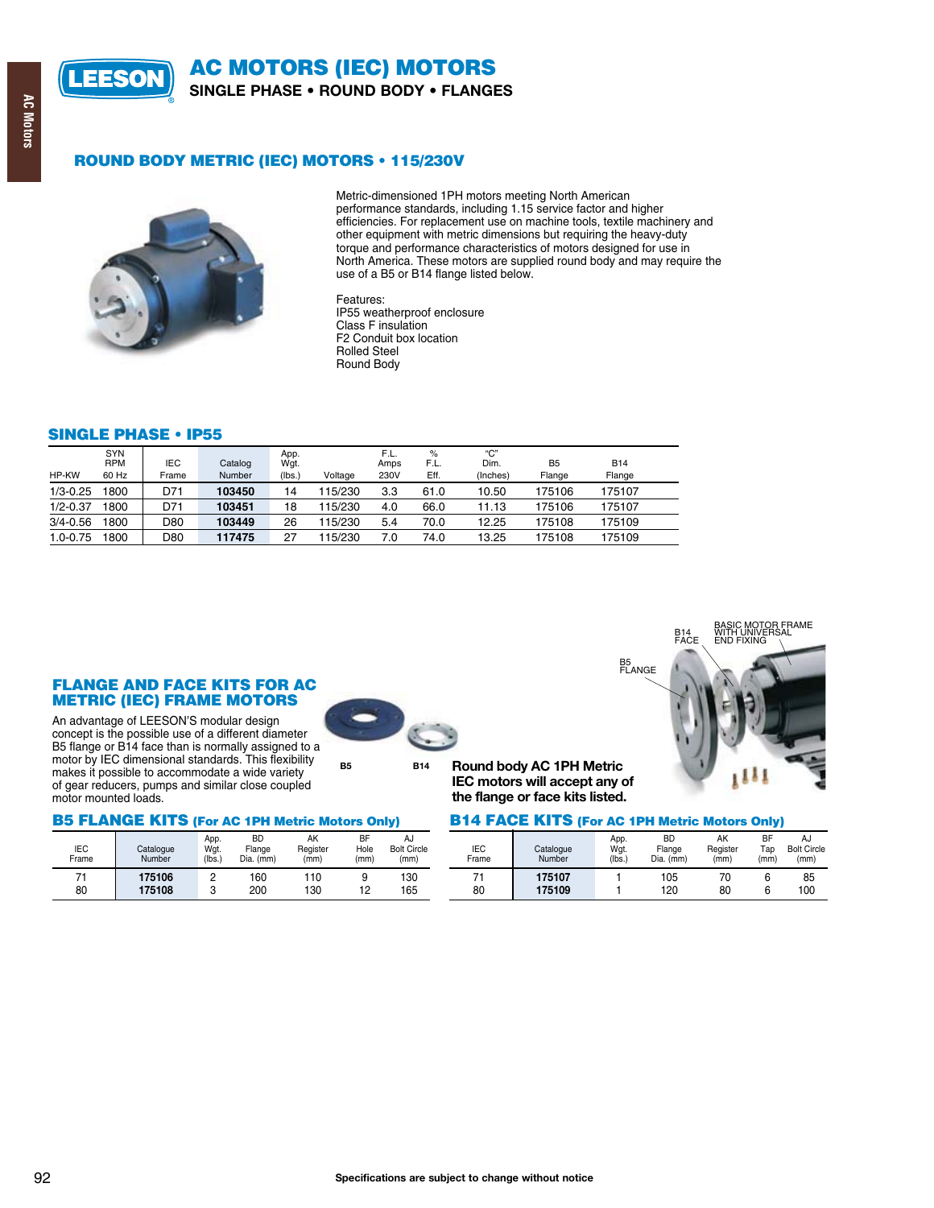# AC MOTORS (IEC) MOTORS

**SINGLE PHASE • ROUND BODY • FLANGES**

## ROUND BODY METRIC (IEC) MOTORS • 115/230V

Metric-dimensioned 1PH motors meeting North American performance standards, including 1.15 service factor and higher efficiencies. For replacement use on machine tools, textile machinery and other equipment with metric dimensions but requiring the heavy-duty torque and performance characteristics of motors designed for use in North America. These motors are supplied round body and may require the use of a B5 or B14 flange listed below.

Features:
IP55 weatherproof enclosure
Class F insulation
F2 Conduit box location
Rolled Steel
Round Body

### SINGLE PHASE • IP55

| HP-KW | SYN RPM 60 Hz | IEC Frame | Catalog Number | App. Wgt. (lbs.) | Voltage | F.L. Amps 230V | % F.L. Eff. | "C" Dim. (Inches) | B5 Flange | B14 Flange |
|---|---|---|---|---|---|---|---|---|---|---|
| 1/3-0.25 | 1800 | D71 | **103450** | 14 | 115/230 | 3.3 | 61.0 | 10.50 | 175106 | 175107 |
| 1/2-0.37 | 1800 | D71 | **103451** | 18 | 115/230 | 4.0 | 66.0 | 11.13 | 175106 | 175107 |
| 3/4-0.56 | 1800 | D80 | **103449** | 26 | 115/230 | 5.4 | 70.0 | 12.25 | 175108 | 175109 |
| 1.0-0.75 | 1800 | D80 | **117475** | 27 | 115/230 | 7.0 | 74.0 | 13.25 | 175108 | 175109 |

## FLANGE AND FACE KITS FOR AC METRIC (IEC) FRAME MOTORS

An advantage of LEESON'S modular design concept is the possible use of a different diameter B5 flange or B14 face than is normally assigned to a motor by IEC dimensional standards. This flexibility makes it possible to accommodate a wide variety of gear reducers, pumps and similar close coupled motor mounted loads.

B5 B14

B14 FACE — BASIC MOTOR FRAME WITH UNIVERSAL END FIXING — B5 FLANGE

**Round body AC 1PH Metric IEC motors will accept any of the flange or face kits listed.**

### B5 FLANGE KITS (For AC 1PH Metric Motors Only)

| IEC Frame | Catalogue Number | App. Wgt. (lbs.) | BD Flange Dia. (mm) | AK Register (mm) | BF Hole (mm) | AJ Bolt Circle (mm) |
|---|---|---|---|---|---|---|
| 71 | **175106** | 2 | 160 | 110 | 9 | 130 |
| 80 | **175108** | 3 | 200 | 130 | 12 | 165 |

### B14 FACE KITS (For AC 1PH Metric Motors Only)

| IEC Frame | Catalogue Number | App. Wgt. (lbs.) | BD Flange Dia. (mm) | AK Register (mm) | BF Tap (mm) | AJ Bolt Circle (mm) |
|---|---|---|---|---|---|---|
| 71 | **175107** | 1 | 105 | 70 | 6 | 85 |
| 80 | **175109** | 1 | 120 | 80 | 6 | 100 |

Specifications are subject to change without notice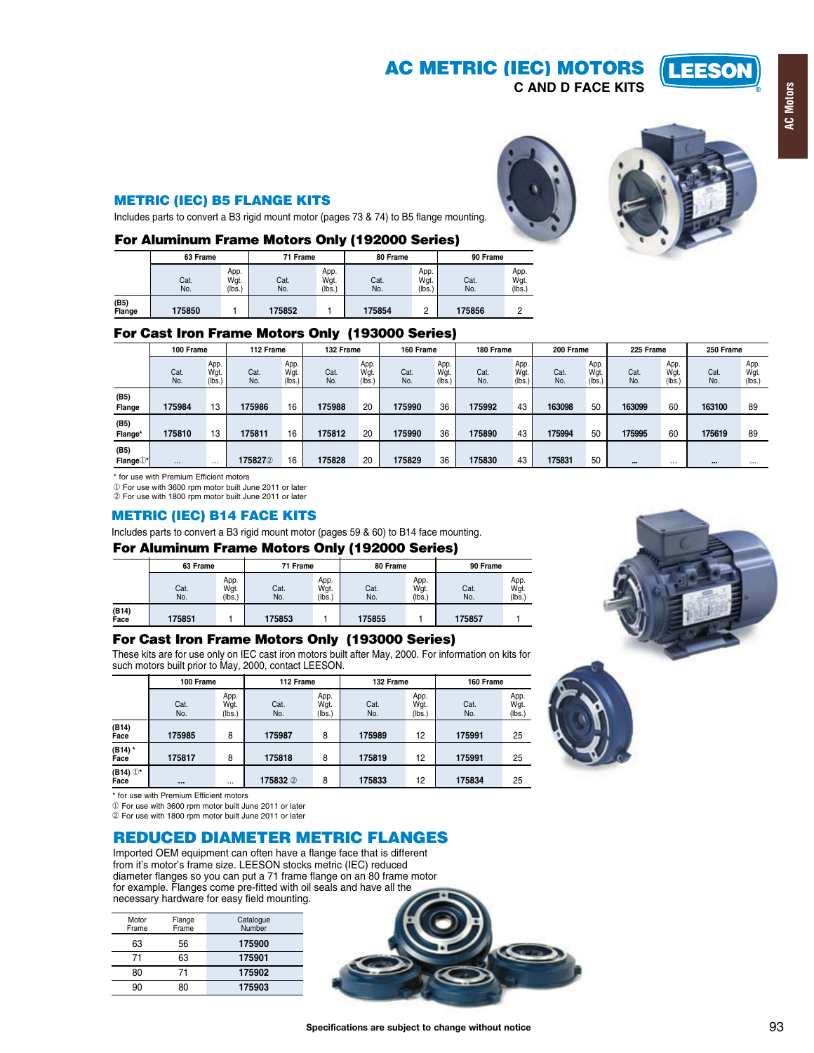# AC METRIC (IEC) MOTORS

## C AND D FACE KITS

## METRIC (IEC) B5 FLANGE KITS

Includes parts to convert a B3 rigid mount motor (pages 73 & 74) to B5 flange mounting.

### For Aluminum Frame Motors Only (192000 Series)

| | 63 Frame | | 71 Frame | | 80 Frame | | 90 Frame | |
|---|---|---|---|---|---|---|---|---|
| | Cat. No. | App. Wgt. (lbs.) | Cat. No. | App. Wgt. (lbs.) | Cat. No. | App. Wgt. (lbs.) | Cat. No. | App. Wgt. (lbs.) |
| (B5) Flange | 175850 | 1 | 175852 | 1 | 175854 | 2 | 175856 | 2 |

### For Cast Iron Frame Motors Only (193000 Series)

| | 100 Frame | | 112 Frame | | 132 Frame | | 160 Frame | | 180 Frame | | 200 Frame | | 225 Frame | | 250 Frame | |
|---|---|---|---|---|---|---|---|---|---|---|---|---|---|---|---|---|
| | Cat. No. | App. Wgt. (lbs.) | Cat. No. | App. Wgt. (lbs.) | Cat. No. | App. Wgt. (lbs.) | Cat. No. | App. Wgt. (lbs.) | Cat. No. | App. Wgt. (lbs.) | Cat. No. | App. Wgt. (lbs.) | Cat. No. | App. Wgt. (lbs.) | Cat. No. | App. Wgt. (lbs.) |
| (B5) Flange | 175984 | 13 | 175986 | 16 | 175988 | 20 | 175990 | 36 | 175992 | 43 | 163098 | 50 | 163099 | 60 | 163100 | 89 |
| (B5) Flange* | 175810 | 13 | 175811 | 16 | 175812 | 20 | 175990 | 36 | 175890 | 43 | 175994 | 50 | 175995 | 60 | 175619 | 89 |
| (B5) Flange①* | ... | ... | 175827② | 16 | 175828 | 20 | 175829 | 36 | 175830 | 43 | 175831 | 50 | ... | ... | ... | ... |

\* for use with Premium Efficient motors
① For use with 3600 rpm motor built June 2011 or later
② For use with 1800 rpm motor built June 2011 or later

## METRIC (IEC) B14 FACE KITS

Includes parts to convert a B3 rigid mount motor (pages 59 & 60) to B14 face mounting.

### For Aluminum Frame Motors Only (192000 Series)

| | 63 Frame | | 71 Frame | | 80 Frame | | 90 Frame | |
|---|---|---|---|---|---|---|---|---|
| | Cat. No. | App. Wgt. (lbs.) | Cat. No. | App. Wgt. (lbs.) | Cat. No. | App. Wgt. (lbs.) | Cat. No. | App. Wgt. (lbs.) |
| (B14) Face | 175851 | 1 | 175853 | 1 | 175855 | 1 | 175857 | 1 |

### For Cast Iron Frame Motors Only (193000 Series)

These kits are for use only on IEC cast iron motors built after May, 2000. For information on kits for such motors built prior to May, 2000, contact LEESON.

| | 100 Frame | | 112 Frame | | 132 Frame | | 160 Frame | |
|---|---|---|---|---|---|---|---|---|
| | Cat. No. | App. Wgt. (lbs.) | Cat. No. | App. Wgt. (lbs.) | Cat. No. | App. Wgt. (lbs.) | Cat. No. | App. Wgt. (lbs.) |
| (B14) Face | 175985 | 8 | 175987 | 8 | 175989 | 12 | 175991 | 25 |
| (B14) * Face | 175817 | 8 | 175818 | 8 | 175819 | 12 | 175991 | 25 |
| (B14) ①* Face | ... | ... | 175832 ② | 8 | 175833 | 12 | 175834 | 25 |

\* for use with Premium Efficient motors
① For use with 3600 rpm motor built June 2011 or later
② For use with 1800 rpm motor built June 2011 or later

## REDUCED DIAMETER METRIC FLANGES

Imported OEM equipment can often have a flange face that is different from it's motor's frame size. LEESON stocks metric (IEC) reduced diameter flanges so you can put a 71 frame flange on an 80 frame motor for example. Flanges come pre-fitted with oil seals and have all the necessary hardware for easy field mounting.

| Motor Frame | Flange Frame | Catalogue Number |
|---|---|---|
| 63 | 56 | 175900 |
| 71 | 63 | 175901 |
| 80 | 71 | 175902 |
| 90 | 80 | 175903 |

Specifications are subject to change without notice